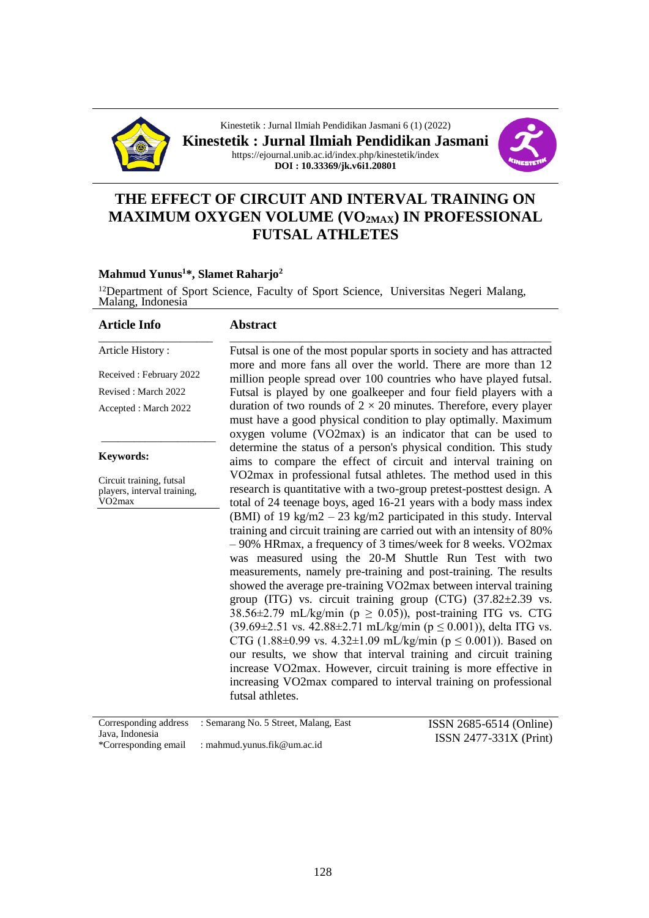# THE EFFECT OF CIRCUIT AND INTERVAL TRAINING ON MAXIMUM OXYGEN VOLUME ($VO_{2MAX}$) IN PROFESSIONAL FUTSAL ATHLETES

**Mahmud Yunus[1]*, Slamet Raharjo[2]**

[12]Department of Sport Science, Faculty of Sport Science, Universitas Negeri Malang, Malang, Indonesia

## Article Info

Article History :

Received : February 2022

Revised : March 2022

Accepted : March 2022

**Keywords:**

Circuit training, futsal players, interval training, VO2max

## Abstract

Futsal is one of the most popular sports in society and has attracted more and more fans all over the world. There are more than 12 million people spread over 100 countries who have played futsal. Futsal is played by one goalkeeper and four field players with a duration of two rounds of $2 \times 20$ minutes. Therefore, every player must have a good physical condition to play optimally. Maximum oxygen volume (VO2max) is an indicator that can be used to determine the status of a person's physical condition. This study aims to compare the effect of circuit and interval training on VO2max in professional futsal athletes. The method used in this research is quantitative with a two-group pretest-posttest design. A total of 24 teenage boys, aged 16-21 years with a body mass index (BMI) of 19 kg/m2 – 23 kg/m2 participated in this study. Interval training and circuit training are carried out with an intensity of 80% – 90% HRmax, a frequency of 3 times/week for 8 weeks. VO2max was measured using the 20-M Shuttle Run Test with two measurements, namely pre-training and post-training. The results showed the average pre-training VO2max between interval training group (ITG) vs. circuit training group (CTG) ($37.82 \pm 2.39$ vs. $38.56 \pm 2.79$ mL/kg/min ($p \geq 0.05$)), post-training ITG vs. CTG ($39.69 \pm 2.51$ vs. $42.88 \pm 2.71$ mL/kg/min ($p \leq 0.001$)), delta ITG vs. CTG ($1.88 \pm 0.99$ vs. $4.32 \pm 1.09$ mL/kg/min ($p \leq 0.001$)). Based on our results, we show that interval training and circuit training increase VO2max. However, circuit training is more effective in increasing VO2max compared to interval training on professional futsal athletes.

Corresponding address : Semarang No. 5 Street, Malang, East Java, Indonesia

*Corresponding email : mahmud.yunus.fik@um.ac.id

ISSN 2685-6514 (Online)
ISSN 2477-331X (Print)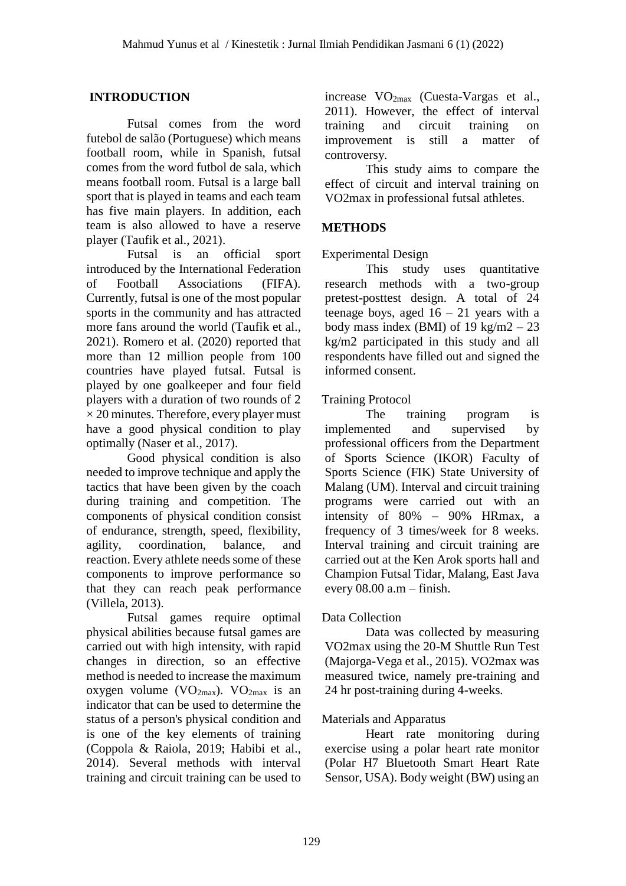## INTRODUCTION

Futsal comes from the word futebol de salão (Portuguese) which means football room, while in Spanish, futsal comes from the word futbol de sala, which means football room. Futsal is a large ball sport that is played in teams and each team has five main players. In addition, each team is also allowed to have a reserve player (Taufik et al., 2021).

Futsal is an official sport introduced by the International Federation of Football Associations (FIFA). Currently, futsal is one of the most popular sports in the community and has attracted more fans around the world (Taufik et al., 2021). Romero et al. (2020) reported that more than 12 million people from 100 countries have played futsal. Futsal is played by one goalkeeper and four field players with a duration of two rounds of $2 \times 20$ minutes. Therefore, every player must have a good physical condition to play optimally (Naser et al., 2017).

Good physical condition is also needed to improve technique and apply the tactics that have been given by the coach during training and competition. The components of physical condition consist of endurance, strength, speed, flexibility, agility, coordination, balance, and reaction. Every athlete needs some of these components to improve performance so that they can reach peak performance (Villela, 2013).

Futsal games require optimal physical abilities because futsal games are carried out with high intensity, with rapid changes in direction, so an effective method is needed to increase the maximum oxygen volume ($VO_{2max}$). $VO_{2max}$ is an indicator that can be used to determine the status of a person's physical condition and is one of the key elements of training (Coppola & Raiola, 2019; Habibi et al., 2014). Several methods with interval training and circuit training can be used to increase $VO_{2max}$ (Cuesta-Vargas et al., 2011). However, the effect of interval training and circuit training on improvement is still a matter of controversy.

This study aims to compare the effect of circuit and interval training on VO2max in professional futsal athletes.

## METHODS

Experimental Design

This study uses quantitative research methods with a two-group pretest-posttest design. A total of 24 teenage boys, aged 16 – 21 years with a body mass index (BMI) of 19 kg/m2 – 23 kg/m2 participated in this study and all respondents have filled out and signed the informed consent.

Training Protocol

The training program is implemented and supervised by professional officers from the Department of Sports Science (IKOR) Faculty of Sports Science (FIK) State University of Malang (UM). Interval and circuit training programs were carried out with an intensity of 80% – 90% HRmax, a frequency of 3 times/week for 8 weeks. Interval training and circuit training are carried out at the Ken Arok sports hall and Champion Futsal Tidar, Malang, East Java every 08.00 a.m – finish.

Data Collection

Data was collected by measuring VO2max using the 20-M Shuttle Run Test (Majorga-Vega et al., 2015). VO2max was measured twice, namely pre-training and 24 hr post-training during 4-weeks.

Materials and Apparatus

Heart rate monitoring during exercise using a polar heart rate monitor (Polar H7 Bluetooth Smart Heart Rate Sensor, USA). Body weight (BW) using an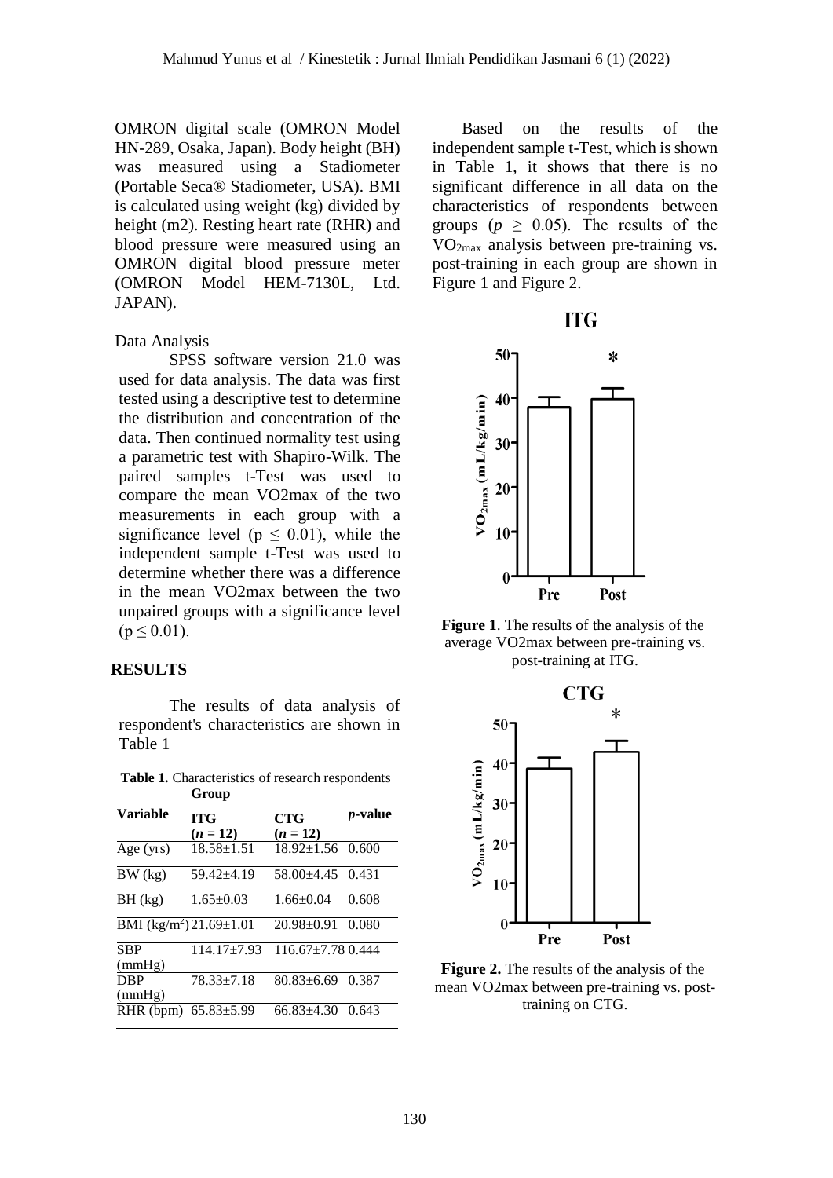OMRON digital scale (OMRON Model HN-289, Osaka, Japan). Body height (BH) was measured using a Stadiometer (Portable Seca® Stadiometer, USA). BMI is calculated using weight (kg) divided by height (m2). Resting heart rate (RHR) and blood pressure were measured using an OMRON digital blood pressure meter (OMRON Model HEM-7130L, Ltd. JAPAN).

Data Analysis

SPSS software version 21.0 was used for data analysis. The data was first tested using a descriptive test to determine the distribution and concentration of the data. Then continued normality test using a parametric test with Shapiro-Wilk. The paired samples t-Test was used to compare the mean VO2max of the two measurements in each group with a significance level ($p \leq 0.01$), while the independent sample t-Test was used to determine whether there was a difference in the mean VO2max between the two unpaired groups with a significance level ($p \leq 0.01$).

## RESULTS

The results of data analysis of respondent's characteristics are shown in Table 1

**Table 1.** Characteristics of research respondents

| Variable | Group | | *p*-value |
|---|---|---|---|
| | **ITG** (*n* = 12) | **CTG** (*n* = 12) | |
| Age (yrs) | 18.58±1.51 | 18.92±1.56 | 0.600 |
| BW (kg) | 59.42±4.19 | 58.00±4.45 | 0.431 |
| BH (kg) | 1.65±0.03 | 1.66±0.04 | 0.608 |
| BMI (kg/m$^2$) | 21.69±1.01 | 20.98±0.91 | 0.080 |
| SBP (mmHg) | 114.17±7.93 | 116.67±7.78 | 0.444 |
| DBP (mmHg) | 78.33±7.18 | 80.83±6.69 | 0.387 |
| RHR (bpm) | 65.83±5.99 | 66.83±4.30 | 0.643 |

Based on the results of the independent sample t-Test, which is shown in Table 1, it shows that there is no significant difference in all data on the characteristics of respondents between groups ($p \geq 0.05$). The results of the $VO_{2max}$ analysis between pre-training vs. post-training in each group are shown in Figure 1 and Figure 2.

**Figure 1**. The results of the analysis of the average VO2max between pre-training vs. post-training at ITG.

**Figure 2.** The results of the analysis of the mean VO2max between pre-training vs. post-training on CTG.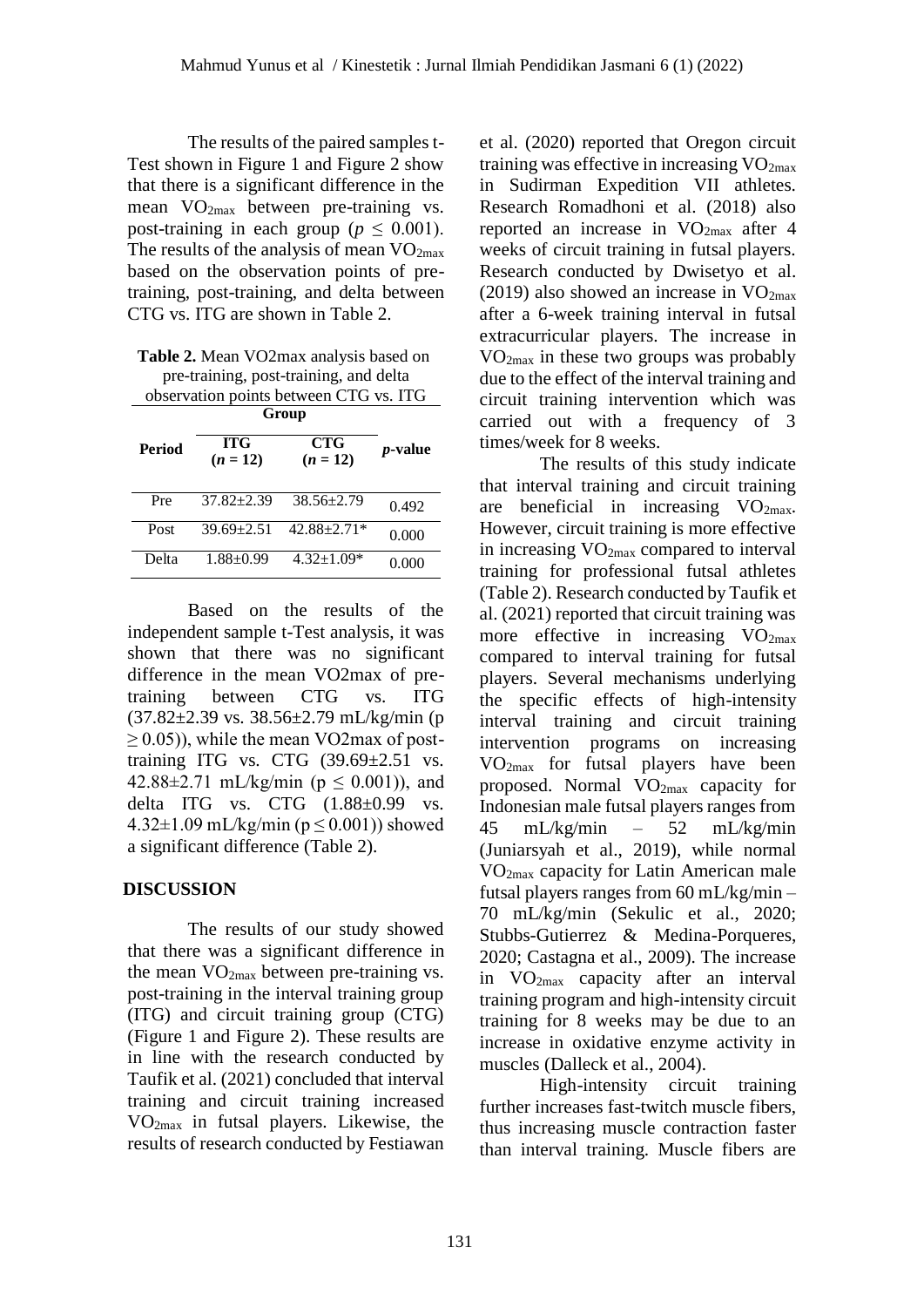The results of the paired samples t-Test shown in Figure 1 and Figure 2 show that there is a significant difference in the mean $VO_{2max}$ between pre-training vs. post-training in each group ($p \leq 0.001$). The results of the analysis of mean $VO_{2max}$ based on the observation points of pre-training, post-training, and delta between CTG vs. ITG are shown in Table 2.

**Table 2.** Mean VO2max analysis based on pre-training, post-training, and delta observation points between CTG vs. ITG

| Period | Group | | *p*-value |
|---|---|---|---|
| | **ITG** (*n* = 12) | **CTG** (*n* = 12) | |
| Pre | 37.82±2.39 | 38.56±2.79 | 0.492 |
| Post | 39.69±2.51 | 42.88±2.71* | 0.000 |
| Delta | 1.88±0.99 | 4.32±1.09* | 0.000 |

Based on the results of the independent sample t-Test analysis, it was shown that there was no significant difference in the mean VO2max of pre-training between CTG vs. ITG (37.82±2.39 vs. 38.56±2.79 mL/kg/min ($p \geq 0.05$)), while the mean VO2max of post-training ITG vs. CTG (39.69±2.51 vs. 42.88±2.71 mL/kg/min ($p \leq 0.001$)), and delta ITG vs. CTG (1.88±0.99 vs. 4.32±1.09 mL/kg/min ($p \leq 0.001$)) showed a significant difference (Table 2).

## DISCUSSION

The results of our study showed that there was a significant difference in the mean $VO_{2max}$ between pre-training vs. post-training in the interval training group (ITG) and circuit training group (CTG) (Figure 1 and Figure 2). These results are in line with the research conducted by Taufik et al. (2021) concluded that interval training and circuit training increased $VO_{2max}$ in futsal players. Likewise, the results of research conducted by Festiawan et al. (2020) reported that Oregon circuit training was effective in increasing $VO_{2max}$ in Sudirman Expedition VII athletes. Research Romadhoni et al. (2018) also reported an increase in $VO_{2max}$ after 4 weeks of circuit training in futsal players. Research conducted by Dwisetyo et al. (2019) also showed an increase in $VO_{2max}$ after a 6-week training interval in futsal extracurricular players. The increase in $VO_{2max}$ in these two groups was probably due to the effect of the interval training and circuit training intervention which was carried out with a frequency of 3 times/week for 8 weeks.

The results of this study indicate that interval training and circuit training are beneficial in increasing $VO_{2max}$. However, circuit training is more effective in increasing $VO_{2max}$ compared to interval training for professional futsal athletes (Table 2). Research conducted by Taufik et al. (2021) reported that circuit training was more effective in increasing $VO_{2max}$ compared to interval training for futsal players. Several mechanisms underlying the specific effects of high-intensity interval training and circuit training intervention programs on increasing $VO_{2max}$ for futsal players have been proposed. Normal $VO_{2max}$ capacity for Indonesian male futsal players ranges from 45 mL/kg/min – 52 mL/kg/min (Juniarsyah et al., 2019), while normal $VO_{2max}$ capacity for Latin American male futsal players ranges from 60 mL/kg/min – 70 mL/kg/min (Sekulic et al., 2020; Stubbs-Gutierrez & Medina-Porqueres, 2020; Castagna et al., 2009). The increase in $VO_{2max}$ capacity after an interval training program and high-intensity circuit training for 8 weeks may be due to an increase in oxidative enzyme activity in muscles (Dalleck et al., 2004).

High-intensity circuit training further increases fast-twitch muscle fibers, thus increasing muscle contraction faster than interval training. Muscle fibers are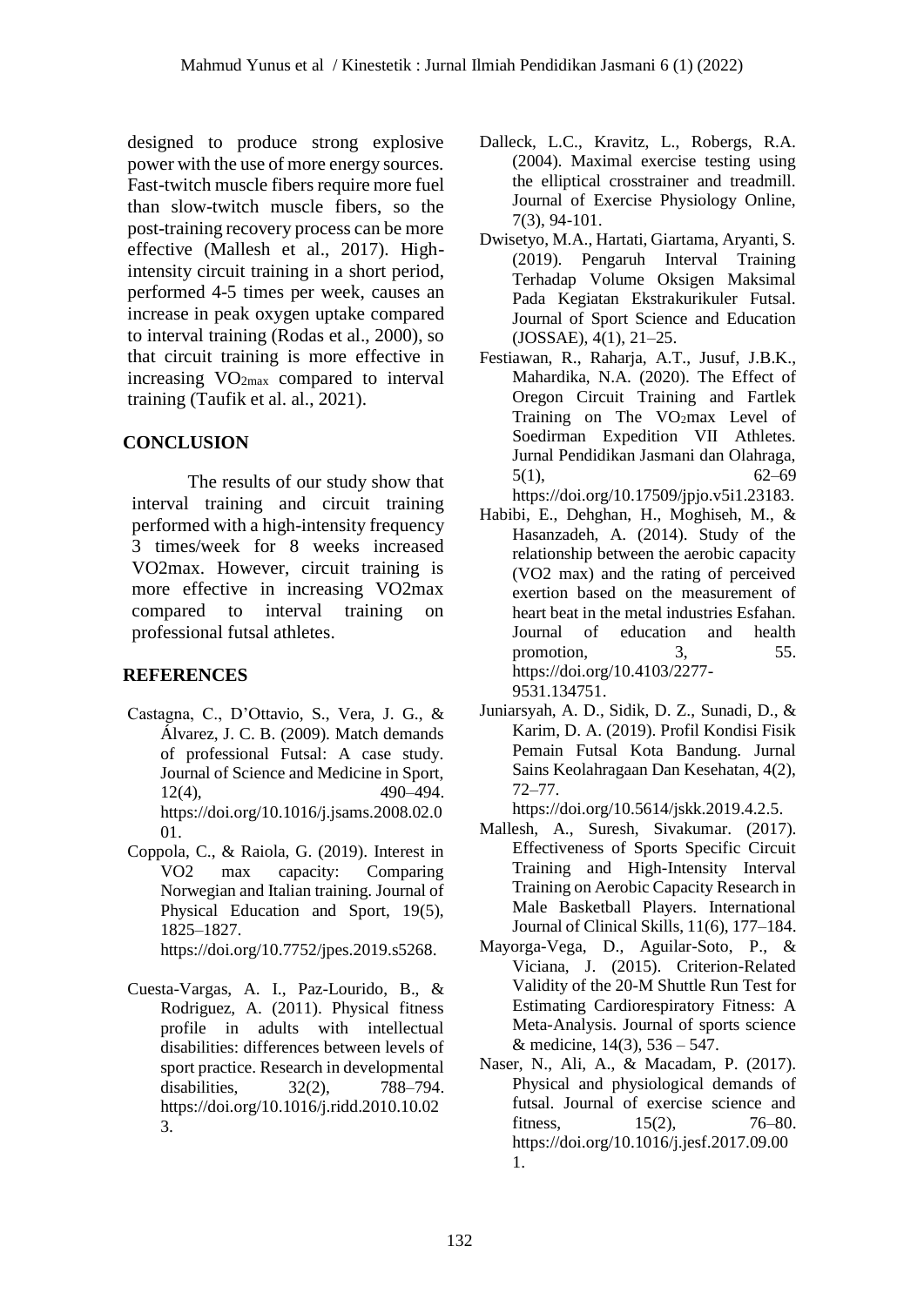designed to produce strong explosive power with the use of more energy sources. Fast-twitch muscle fibers require more fuel than slow-twitch muscle fibers, so the post-training recovery process can be more effective (Mallesh et al., 2017). High-intensity circuit training in a short period, performed 4-5 times per week, causes an increase in peak oxygen uptake compared to interval training (Rodas et al., 2000), so that circuit training is more effective in increasing $VO_{2max}$ compared to interval training (Taufik et al. al., 2021).

## CONCLUSION

The results of our study show that interval training and circuit training performed with a high-intensity frequency 3 times/week for 8 weeks increased VO2max. However, circuit training is more effective in increasing VO2max compared to interval training on professional futsal athletes.

## REFERENCES

Castagna, C., D'Ottavio, S., Vera, J. G., & Álvarez, J. C. B. (2009). Match demands of professional Futsal: A case study. Journal of Science and Medicine in Sport, 12(4), 490–494. https://doi.org/10.1016/j.jsams.2008.02.001.

Coppola, C., & Raiola, G. (2019). Interest in VO2 max capacity: Comparing Norwegian and Italian training. Journal of Physical Education and Sport, 19(5), 1825–1827. https://doi.org/10.7752/jpes.2019.s5268.

Cuesta-Vargas, A. I., Paz-Lourido, B., & Rodriguez, A. (2011). Physical fitness profile in adults with intellectual disabilities: differences between levels of sport practice. Research in developmental disabilities, 32(2), 788–794. https://doi.org/10.1016/j.ridd.2010.10.023.

Dalleck, L.C., Kravitz, L., Robergs, R.A. (2004). Maximal exercise testing using the elliptical crosstrainer and treadmill. Journal of Exercise Physiology Online, 7(3), 94-101.

Dwisetyo, M.A., Hartati, Giartama, Aryanti, S. (2019). Pengaruh Interval Training Terhadap Volume Oksigen Maksimal Pada Kegiatan Ekstrakurikuler Futsal. Journal of Sport Science and Education (JOSSAE), 4(1), 21–25.

Festiawan, R., Raharja, A.T., Jusuf, J.B.K., Mahardika, N.A. (2020). The Effect of Oregon Circuit Training and Fartlek Training on The $VO_2$max Level of Soedirman Expedition VII Athletes. Jurnal Pendidikan Jasmani dan Olahraga, 5(1), 62–69 https://doi.org/10.17509/jpjo.v5i1.23183.

Habibi, E., Dehghan, H., Moghiseh, M., & Hasanzadeh, A. (2014). Study of the relationship between the aerobic capacity (VO2 max) and the rating of perceived exertion based on the measurement of heart beat in the metal industries Esfahan. Journal of education and health promotion, 3, 55. https://doi.org/10.4103/2277-9531.134751.

Juniarsyah, A. D., Sidik, D. Z., Sunadi, D., & Karim, D. A. (2019). Profil Kondisi Fisik Pemain Futsal Kota Bandung. Jurnal Sains Keolahragaan Dan Kesehatan, 4(2), 72–77. https://doi.org/10.5614/jskk.2019.4.2.5.

Mallesh, A., Suresh, Sivakumar. (2017). Effectiveness of Sports Specific Circuit Training and High-Intensity Interval Training on Aerobic Capacity Research in Male Basketball Players. International Journal of Clinical Skills, 11(6), 177–184.

Mayorga-Vega, D., Aguilar-Soto, P., & Viciana, J. (2015). Criterion-Related Validity of the 20-M Shuttle Run Test for Estimating Cardiorespiratory Fitness: A Meta-Analysis. Journal of sports science & medicine, 14(3), 536 – 547.

Naser, N., Ali, A., & Macadam, P. (2017). Physical and physiological demands of futsal. Journal of exercise science and fitness, 15(2), 76–80. https://doi.org/10.1016/j.jesf.2017.09.001.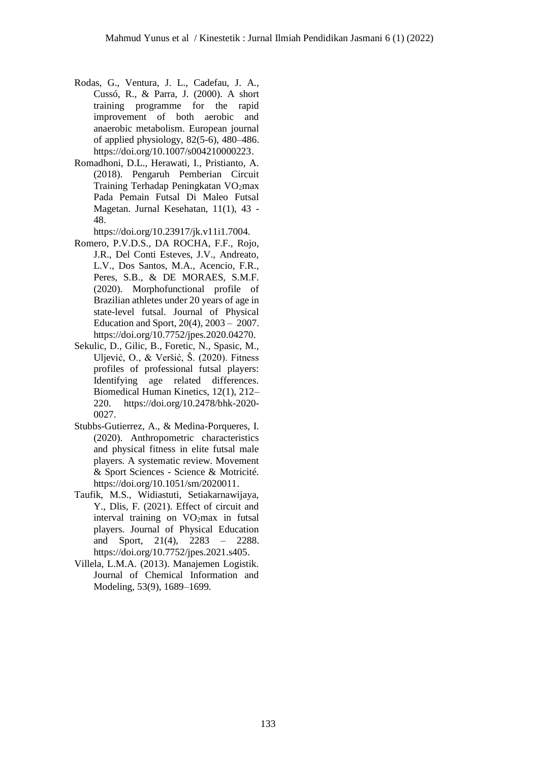Rodas, G., Ventura, J. L., Cadefau, J. A., Cussó, R., & Parra, J. (2000). A short training programme for the rapid improvement of both aerobic and anaerobic metabolism. European journal of applied physiology, 82(5-6), 480–486. https://doi.org/10.1007/s004210000223.

Romadhoni, D.L., Herawati, I., Pristianto, A. (2018). Pengaruh Pemberian Circuit Training Terhadap Peningkatan $VO_2$max Pada Pemain Futsal Di Maleo Futsal Magetan. Jurnal Kesehatan, 11(1), 43 - 48. https://doi.org/10.23917/jk.v11i1.7004.

Romero, P.V.D.S., DA ROCHA, F.F., Rojo, J.R., Del Conti Esteves, J.V., Andreato, L.V., Dos Santos, M.A., Acencio, F.R., Peres, S.B., & DE MORAES, S.M.F. (2020). Morphofunctional profile of Brazilian athletes under 20 years of age in state-level futsal. Journal of Physical Education and Sport, 20(4), 2003 – 2007. https://doi.org/10.7752/jpes.2020.04270.

Sekulic, D., Gilic, B., Foretic, N., Spasic, M., Uljević, O., & Veršić, Š. (2020). Fitness profiles of professional futsal players: Identifying age related differences. Biomedical Human Kinetics, 12(1), 212–220. https://doi.org/10.2478/bhk-2020-0027.

Stubbs-Gutierrez, A., & Medina-Porqueres, I. (2020). Anthropometric characteristics and physical fitness in elite futsal male players. A systematic review. Movement & Sport Sciences - Science & Motricité. https://doi.org/10.1051/sm/2020011.

Taufik, M.S., Widiastuti, Setiakarnawijaya, Y., Dlis, F. (2021). Effect of circuit and interval training on $VO_2$max in futsal players. Journal of Physical Education and Sport, 21(4), 2283 – 2288. https://doi.org/10.7752/jpes.2021.s405.

Villela, L.M.A. (2013). Manajemen Logistik. Journal of Chemical Information and Modeling, 53(9), 1689–1699.